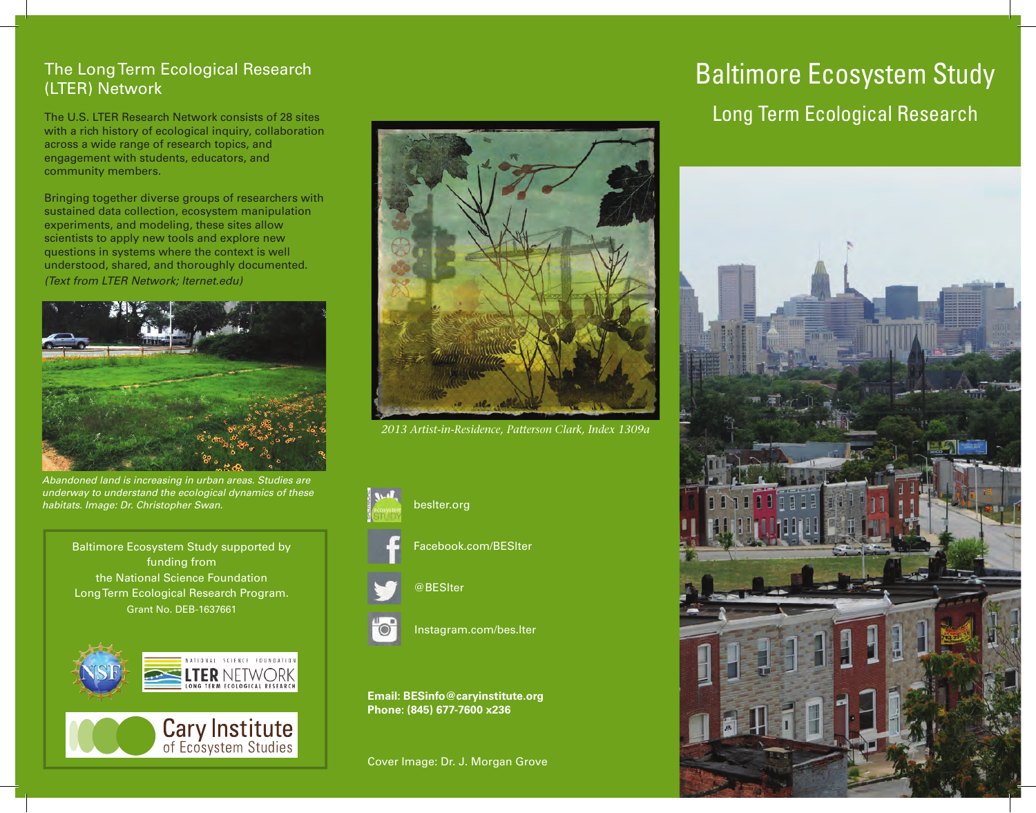# Baltimore Ecosystem Study

## Long Term Ecological Research

## The Long Term Ecological Research (LTER) Network

The U.S. LTER Research Network consists of 28 sites with a rich history of ecological inquiry, collaboration across a wide range of research topics, and engagement with students, educators, and community members.

Bringing together diverse groups of researchers with sustained data collection, ecosystem manipulation experiments, and modeling, these sites allow scientists to apply new tools and explore new questions in systems where the context is well understood, shared, and thoroughly documented.
*(Text from LTER Network; lternet.edu)*

*Abandoned land is increasing in urban areas. Studies are underway to understand the ecological dynamics of these habitats. Image: Dr. Christopher Swan.*

Baltimore Ecosystem Study supported by funding from the National Science Foundation Long Term Ecological Research Program.
Grant No. DEB-1637661

*2013 Artist-in-Residence, Patterson Clark, Index 1309a*

beslter.org

Facebook.com/BESlter

@BESlter

Instagram.com/bes.lter

**Email: BESinfo@caryinstitute.org**
**Phone: (845) 677-7600 x236**

Cover Image: Dr. J. Morgan Grove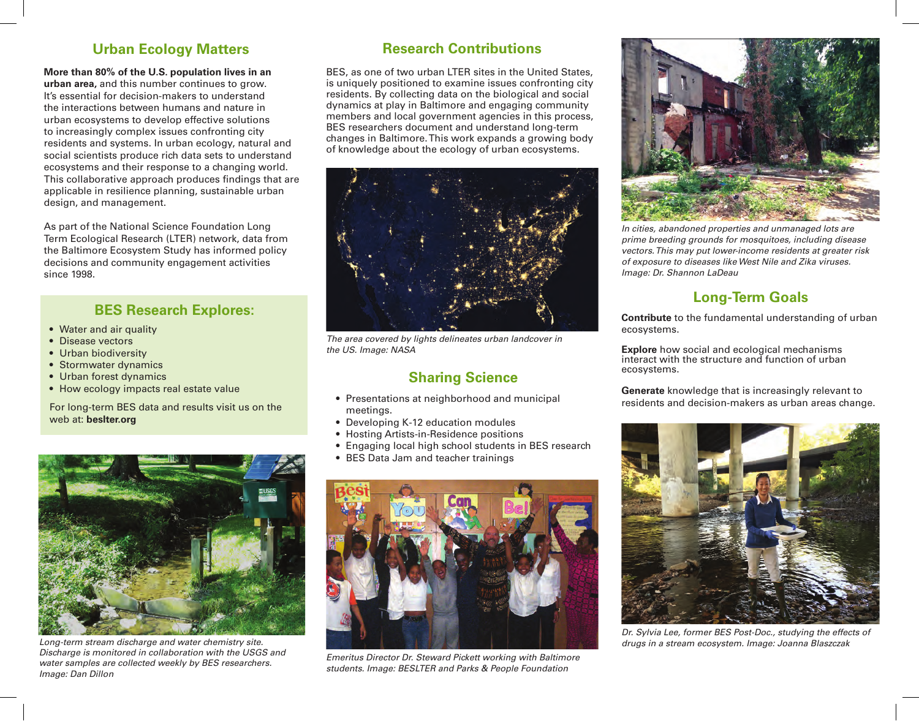## Urban Ecology Matters

**More than 80% of the U.S. population lives in an urban area,** and this number continues to grow. It's essential for decision-makers to understand the interactions between humans and nature in urban ecosystems to develop effective solutions to increasingly complex issues confronting city residents and systems. In urban ecology, natural and social scientists produce rich data sets to understand ecosystems and their response to a changing world. This collaborative approach produces findings that are applicable in resilience planning, sustainable urban design, and management.

As part of the National Science Foundation Long Term Ecological Research (LTER) network, data from the Baltimore Ecosystem Study has informed policy decisions and community engagement activities since 1998.

### BES Research Explores:

- Water and air quality
- Disease vectors
- Urban biodiversity
- Stormwater dynamics
- Urban forest dynamics
- How ecology impacts real estate value

For long-term BES data and results visit us on the web at: **beslter.org**

*Long-term stream discharge and water chemistry site. Discharge is monitored in collaboration with the USGS and water samples are collected weekly by BES researchers. Image: Dan Dillon*

## Research Contributions

BES, as one of two urban LTER sites in the United States, is uniquely positioned to examine issues confronting city residents. By collecting data on the biological and social dynamics at play in Baltimore and engaging community members and local government agencies in this process, BES researchers document and understand long-term changes in Baltimore. This work expands a growing body of knowledge about the ecology of urban ecosystems.

*The area covered by lights delineates urban landcover in the US. Image: NASA*

## Sharing Science

- Presentations at neighborhood and municipal meetings.
- Developing K-12 education modules
- Hosting Artists-in-Residence positions
- Engaging local high school students in BES research
- BES Data Jam and teacher trainings

*Emeritus Director Dr. Steward Pickett working with Baltimore students. Image: BESLTER and Parks & People Foundation*

*In cities, abandoned properties and unmanaged lots are prime breeding grounds for mosquitoes, including disease vectors. This may put lower-income residents at greater risk of exposure to diseases like West Nile and Zika viruses. Image: Dr. Shannon LaDeau*

## Long-Term Goals

**Contribute** to the fundamental understanding of urban ecosystems.

**Explore** how social and ecological mechanisms interact with the structure and function of urban ecosystems.

**Generate** knowledge that is increasingly relevant to residents and decision-makers as urban areas change.

*Dr. Sylvia Lee, former BES Post-Doc., studying the effects of drugs in a stream ecosystem. Image: Joanna Blaszczak*